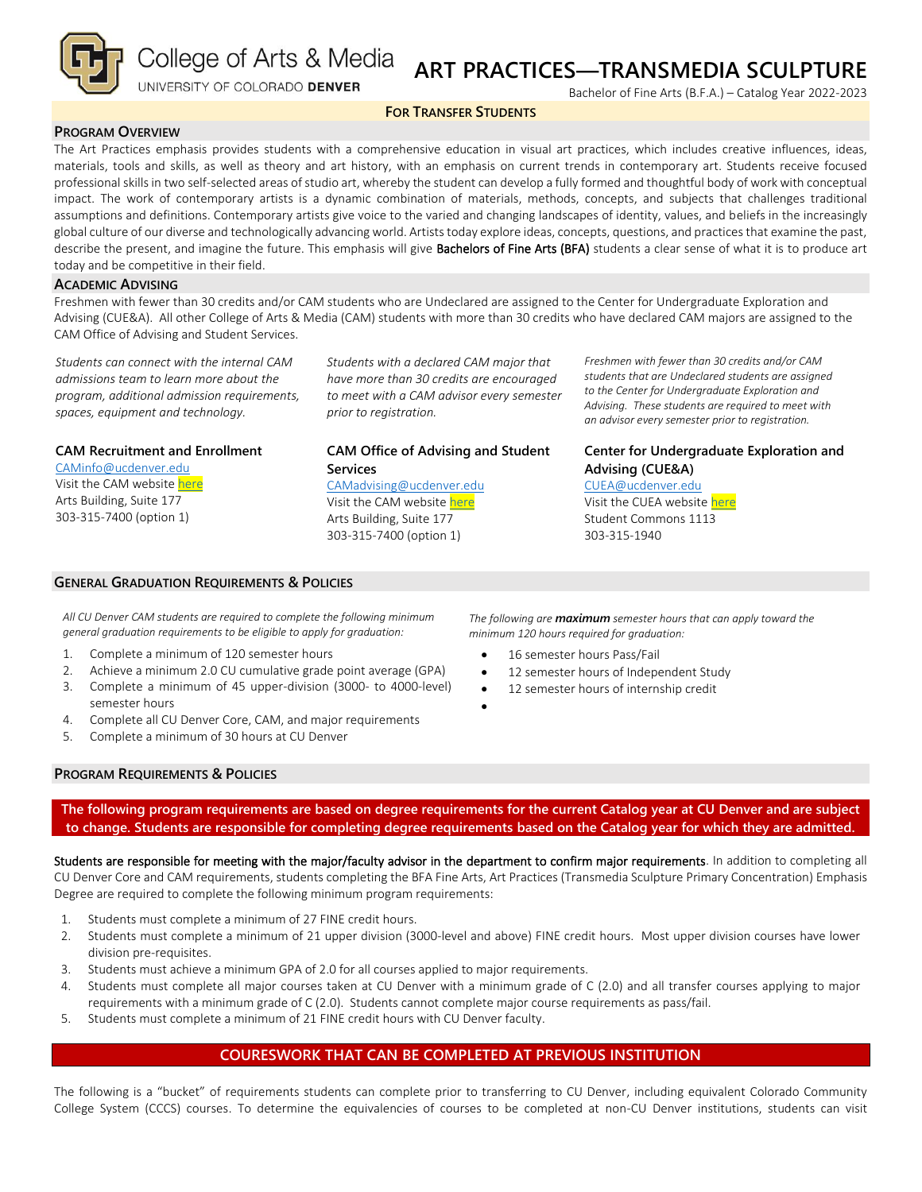College of Arts & Media
UNIVERSITY OF COLORADO DENVER

# ART PRACTICES—TRANSMEDIA SCULPTURE

Bachelor of Fine Arts (B.F.A.) – Catalog Year 2022-2023

**FOR TRANSFER STUDENTS**

## PROGRAM OVERVIEW

The Art Practices emphasis provides students with a comprehensive education in visual art practices, which includes creative influences, ideas, materials, tools and skills, as well as theory and art history, with an emphasis on current trends in contemporary art. Students receive focused professional skills in two self-selected areas of studio art, whereby the student can develop a fully formed and thoughtful body of work with conceptual impact. The work of contemporary artists is a dynamic combination of materials, methods, concepts, and subjects that challenges traditional assumptions and definitions. Contemporary artists give voice to the varied and changing landscapes of identity, values, and beliefs in the increasingly global culture of our diverse and technologically advancing world. Artists today explore ideas, concepts, questions, and practices that examine the past, describe the present, and imagine the future. This emphasis will give Bachelors of Fine Arts (BFA) students a clear sense of what it is to produce art today and be competitive in their field.

## ACADEMIC ADVISING

Freshmen with fewer than 30 credits and/or CAM students who are Undeclared are assigned to the Center for Undergraduate Exploration and Advising (CUE&A). All other College of Arts & Media (CAM) students with more than 30 credits who have declared CAM majors are assigned to the CAM Office of Advising and Student Services.

*Students can connect with the internal CAM admissions team to learn more about the program, additional admission requirements, spaces, equipment and technology.*

**CAM Recruitment and Enrollment**
CAMinfo@ucdenver.edu
Visit the CAM website here
Arts Building, Suite 177
303-315-7400 (option 1)

*Students with a declared CAM major that have more than 30 credits are encouraged to meet with a CAM advisor every semester prior to registration.*

**CAM Office of Advising and Student Services**
CAMadvising@ucdenver.edu
Visit the CAM website here
Arts Building, Suite 177
303-315-7400 (option 1)

*Freshmen with fewer than 30 credits and/or CAM students that are Undeclared students are assigned to the Center for Undergraduate Exploration and Advising. These students are required to meet with an advisor every semester prior to registration.*

**Center for Undergraduate Exploration and Advising (CUE&A)**
CUEA@ucdenver.edu
Visit the CUEA website here
Student Commons 1113
303-315-1940

## GENERAL GRADUATION REQUIREMENTS & POLICIES

*All CU Denver CAM students are required to complete the following minimum general graduation requirements to be eligible to apply for graduation:*

1. Complete a minimum of 120 semester hours
2. Achieve a minimum 2.0 CU cumulative grade point average (GPA)
3. Complete a minimum of 45 upper-division (3000- to 4000-level) semester hours
4. Complete all CU Denver Core, CAM, and major requirements
5. Complete a minimum of 30 hours at CU Denver

*The following are **maximum** semester hours that can apply toward the minimum 120 hours required for graduation:*

- 16 semester hours Pass/Fail
- 12 semester hours of Independent Study
- 12 semester hours of internship credit

## PROGRAM REQUIREMENTS & POLICIES

**The following program requirements are based on degree requirements for the current Catalog year at CU Denver and are subject to change. Students are responsible for completing degree requirements based on the Catalog year for which they are admitted.**

Students are responsible for meeting with the major/faculty advisor in the department to confirm major requirements. In addition to completing all CU Denver Core and CAM requirements, students completing the BFA Fine Arts, Art Practices (Transmedia Sculpture Primary Concentration) Emphasis Degree are required to complete the following minimum program requirements:

1. Students must complete a minimum of 27 FINE credit hours.
2. Students must complete a minimum of 21 upper division (3000-level and above) FINE credit hours. Most upper division courses have lower division pre-requisites.
3. Students must achieve a minimum GPA of 2.0 for all courses applied to major requirements.
4. Students must complete all major courses taken at CU Denver with a minimum grade of C (2.0) and all transfer courses applying to major requirements with a minimum grade of C (2.0). Students cannot complete major course requirements as pass/fail.
5. Students must complete a minimum of 21 FINE credit hours with CU Denver faculty.

## COURESWORK THAT CAN BE COMPLETED AT PREVIOUS INSTITUTION

The following is a "bucket" of requirements students can complete prior to transferring to CU Denver, including equivalent Colorado Community College System (CCCS) courses. To determine the equivalencies of courses to be completed at non-CU Denver institutions, students can visit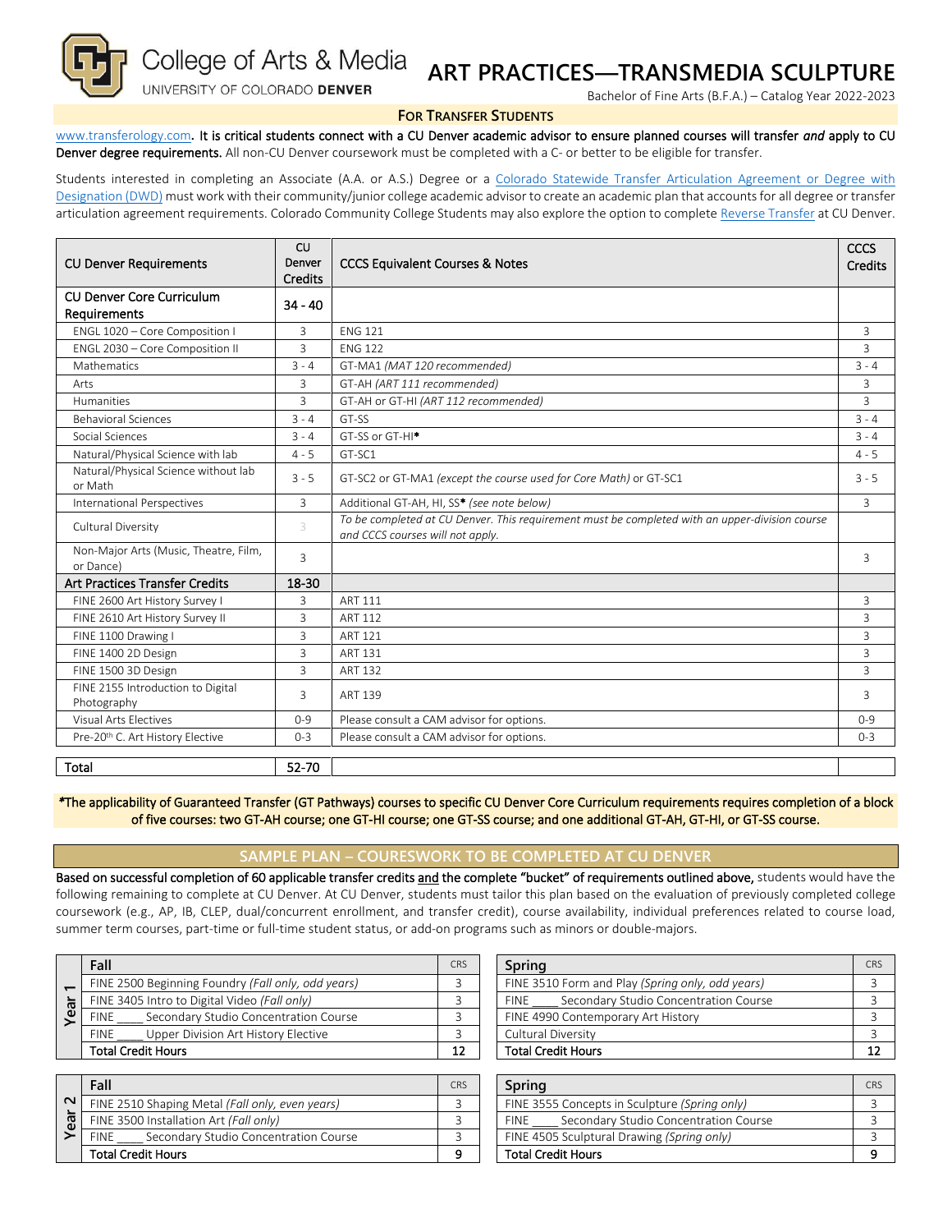College of Arts & Media
UNIVERSITY OF COLORADO **DENVER**

# ART PRACTICES—TRANSMEDIA SCULPTURE

Bachelor of Fine Arts (B.F.A.) – Catalog Year 2022-2023

## FOR TRANSFER STUDENTS

www.transferology.com. **It is critical students connect with a CU Denver academic advisor to ensure planned courses will transfer *and* apply to CU Denver degree requirements.** All non-CU Denver coursework must be completed with a C- or better to be eligible for transfer.

Students interested in completing an Associate (A.A. or A.S.) Degree or a Colorado Statewide Transfer Articulation Agreement or Degree with Designation (DWD) must work with their community/junior college academic advisor to create an academic plan that accounts for all degree or transfer articulation agreement requirements. Colorado Community College Students may also explore the option to complete Reverse Transfer at CU Denver.

| CU Denver Requirements | CU Denver Credits | CCCS Equivalent Courses & Notes | CCCS Credits |
|---|---|---|---|
| **CU Denver Core Curriculum Requirements** | **34 - 40** | | |
| ENGL 1020 – Core Composition I | 3 | ENG 121 | 3 |
| ENGL 2030 – Core Composition II | 3 | ENG 122 | 3 |
| Mathematics | 3 - 4 | GT-MA1 *(MAT 120 recommended)* | 3 - 4 |
| Arts | 3 | GT-AH *(ART 111 recommended)* | 3 |
| Humanities | 3 | GT-AH or GT-HI *(ART 112 recommended)* | 3 |
| Behavioral Sciences | 3 - 4 | GT-SS | 3 - 4 |
| Social Sciences | 3 - 4 | GT-SS or GT-HI* | 3 - 4 |
| Natural/Physical Science with lab | 4 - 5 | GT-SC1 | 4 - 5 |
| Natural/Physical Science without lab or Math | 3 - 5 | GT-SC2 or GT-MA1 *(except the course used for Core Math)* or GT-SC1 | 3 - 5 |
| International Perspectives | 3 | Additional GT-AH, HI, SS* *(see note below)* | 3 |
| Cultural Diversity | 3 | *To be completed at CU Denver. This requirement must be completed with an upper-division course and CCCS courses will not apply.* | |
| Non-Major Arts (Music, Theatre, Film, or Dance) | 3 | | 3 |
| **Art Practices Transfer Credits** | **18-30** | | |
| FINE 2600 Art History Survey I | 3 | ART 111 | 3 |
| FINE 2610 Art History Survey II | 3 | ART 112 | 3 |
| FINE 1100 Drawing I | 3 | ART 121 | 3 |
| FINE 1400 2D Design | 3 | ART 131 | 3 |
| FINE 1500 3D Design | 3 | ART 132 | 3 |
| FINE 2155 Introduction to Digital Photography | 3 | ART 139 | 3 |
| Visual Arts Electives | 0-9 | Please consult a CAM advisor for options. | 0-9 |
| Pre-20th C. Art History Elective | 0-3 | Please consult a CAM advisor for options. | 0-3 |
| **Total** | **52-70** | | |

*The applicability of Guaranteed Transfer (GT Pathways) courses to specific CU Denver Core Curriculum requirements requires completion of a block of five courses: two GT-AH course; one GT-HI course; one GT-SS course; and one additional GT-AH, GT-HI, or GT-SS course.

## SAMPLE PLAN – COURESWORK TO BE COMPLETED AT CU DENVER

**Based on successful completion of 60 applicable transfer credits and the complete "bucket" of requirements outlined above,** students would have the following remaining to complete at CU Denver. At CU Denver, students must tailor this plan based on the evaluation of previously completed college coursework (e.g., AP, IB, CLEP, dual/concurrent enrollment, and transfer credit), course availability, individual preferences related to course load, summer term courses, part-time or full-time student status, or add-on programs such as minors or double-majors.

### Year 1

| Fall | CRS |
|---|---|
| FINE 2500 Beginning Foundry *(Fall only, odd years)* | 3 |
| FINE 3405 Intro to Digital Video *(Fall only)* | 3 |
| FINE ____ Secondary Studio Concentration Course | 3 |
| FINE ____ Upper Division Art History Elective | 3 |
| **Total Credit Hours** | **12** |

| Spring | CRS |
|---|---|
| FINE 3510 Form and Play *(Spring only, odd years)* | 3 |
| FINE ____ Secondary Studio Concentration Course | 3 |
| FINE 4990 Contemporary Art History | 3 |
| Cultural Diversity | 3 |
| **Total Credit Hours** | **12** |

### Year 2

| Fall | CRS |
|---|---|
| FINE 2510 Shaping Metal *(Fall only, even years)* | 3 |
| FINE 3500 Installation Art *(Fall only)* | 3 |
| FINE ____ Secondary Studio Concentration Course | 3 |
| **Total Credit Hours** | **9** |

| Spring | CRS |
|---|---|
| FINE 3555 Concepts in Sculpture *(Spring only)* | 3 |
| FINE ____ Secondary Studio Concentration Course | 3 |
| FINE 4505 Sculptural Drawing *(Spring only)* | 3 |
| **Total Credit Hours** | **9** |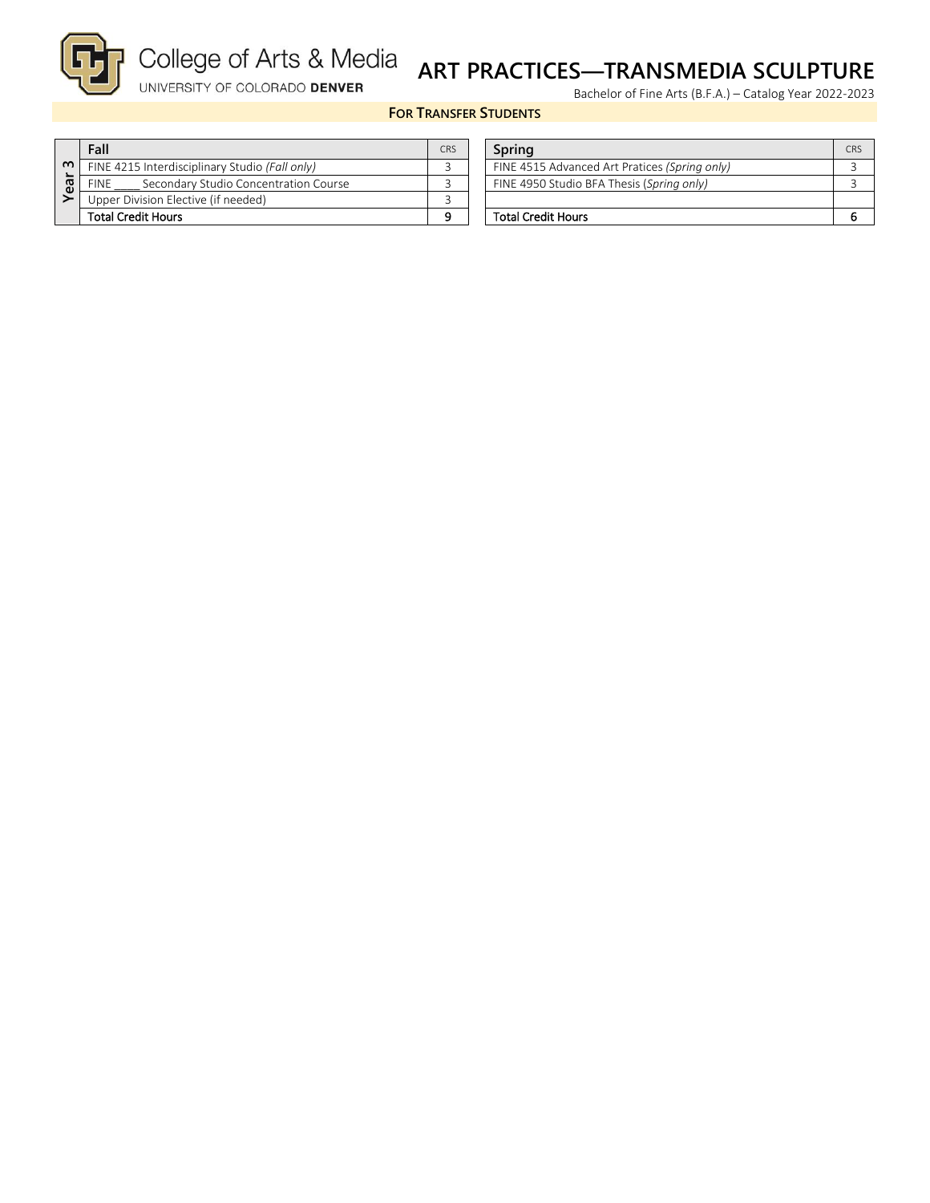College of Arts & Media
UNIVERSITY OF COLORADO **DENVER**

# ART PRACTICES—TRANSMEDIA SCULPTURE

Bachelor of Fine Arts (B.F.A.) – Catalog Year 2022-2023

**FOR TRANSFER STUDENTS**

**Year 3**

| Fall | CRS |
|---|---|
| FINE 4215 Interdisciplinary Studio *(Fall only)* | 3 |
| FINE ____ Secondary Studio Concentration Course | 3 |
| Upper Division Elective (if needed) | 3 |
| Total Credit Hours | **9** |

| Spring | CRS |
|---|---|
| FINE 4515 Advanced Art Pratices *(Spring only)* | 3 |
| FINE 4950 Studio BFA Thesis (*Spring only)* | 3 |
| | |
| Total Credit Hours | **6** |